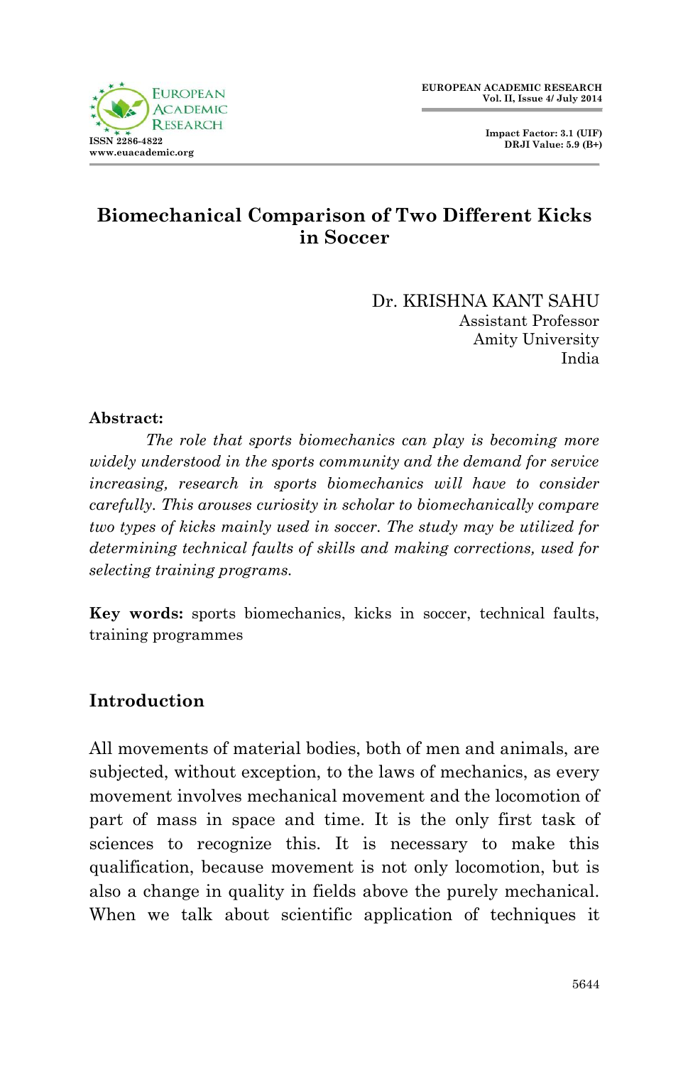# Biomechanical Comparison of Two Different Kicks in Soccer

Dr. KRISHNA KANT SAHU
Assistant Professor
Amity University
India

**Abstract:**

*The role that sports biomechanics can play is becoming more widely understood in the sports community and the demand for service increasing, research in sports biomechanics will have to consider carefully. This arouses curiosity in scholar to biomechanically compare two types of kicks mainly used in soccer. The study may be utilized for determining technical faults of skills and making corrections, used for selecting training programs.*

**Key words:** sports biomechanics, kicks in soccer, technical faults, training programmes

## Introduction

All movements of material bodies, both of men and animals, are subjected, without exception, to the laws of mechanics, as every movement involves mechanical movement and the locomotion of part of mass in space and time. It is the only first task of sciences to recognize this. It is necessary to make this qualification, because movement is not only locomotion, but is also a change in quality in fields above the purely mechanical. When we talk about scientific application of techniques it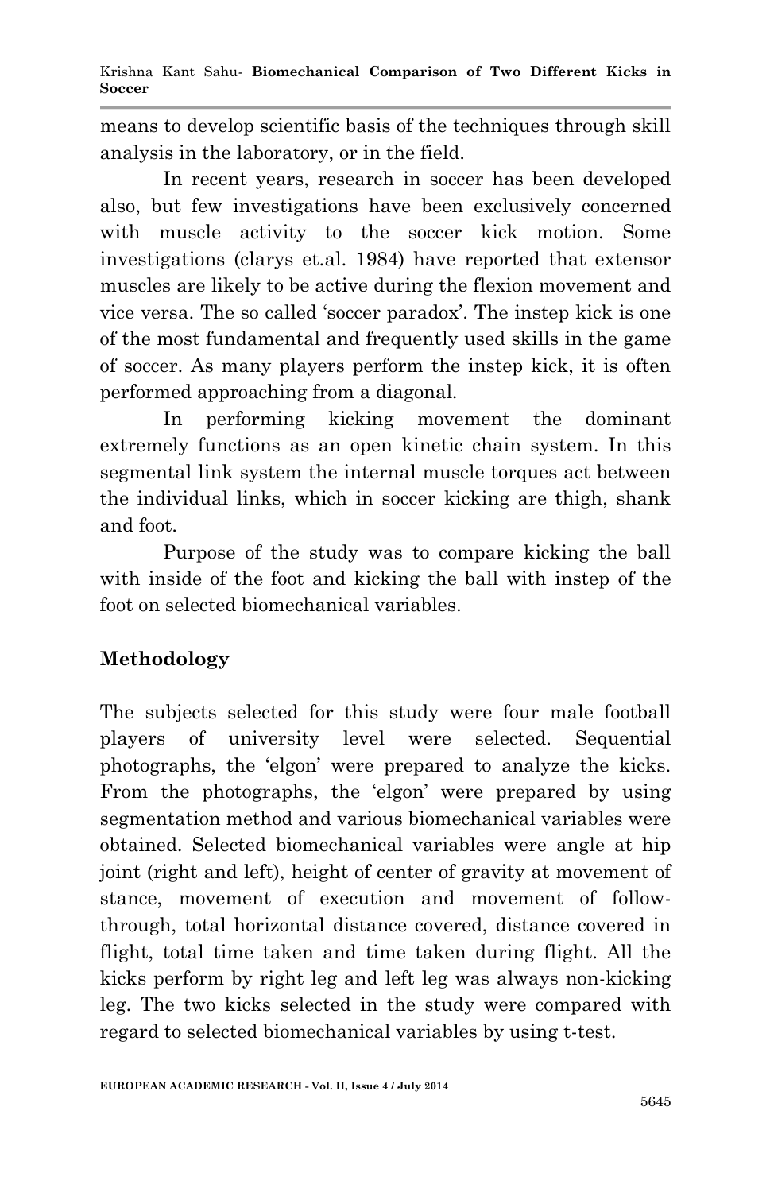means to develop scientific basis of the techniques through skill analysis in the laboratory, or in the field.

In recent years, research in soccer has been developed also, but few investigations have been exclusively concerned with muscle activity to the soccer kick motion. Some investigations (clarys et.al. 1984) have reported that extensor muscles are likely to be active during the flexion movement and vice versa. The so called 'soccer paradox'. The instep kick is one of the most fundamental and frequently used skills in the game of soccer. As many players perform the instep kick, it is often performed approaching from a diagonal.

In performing kicking movement the dominant extremely functions as an open kinetic chain system. In this segmental link system the internal muscle torques act between the individual links, which in soccer kicking are thigh, shank and foot.

Purpose of the study was to compare kicking the ball with inside of the foot and kicking the ball with instep of the foot on selected biomechanical variables.

## Methodology

The subjects selected for this study were four male football players of university level were selected. Sequential photographs, the 'elgon' were prepared to analyze the kicks. From the photographs, the 'elgon' were prepared by using segmentation method and various biomechanical variables were obtained. Selected biomechanical variables were angle at hip joint (right and left), height of center of gravity at movement of stance, movement of execution and movement of follow-through, total horizontal distance covered, distance covered in flight, total time taken and time taken during flight. All the kicks perform by right leg and left leg was always non-kicking leg. The two kicks selected in the study were compared with regard to selected biomechanical variables by using t-test.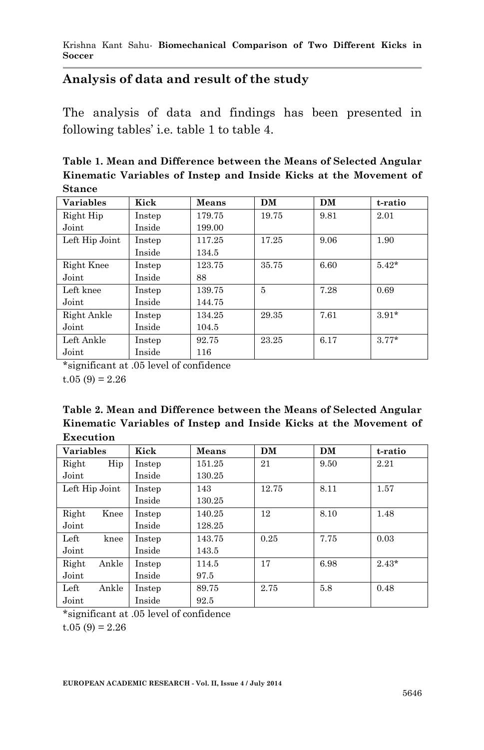## Analysis of data and result of the study

The analysis of data and findings has been presented in following tables' i.e. table 1 to table 4.

**Table 1. Mean and Difference between the Means of Selected Angular Kinematic Variables of Instep and Inside Kicks at the Movement of Stance**

| Variables | Kick | Means | DM | DM | t-ratio |
|---|---|---|---|---|---|
| Right Hip Joint | Instep<br>Inside | 179.75<br>199.00 | 19.75 | 9.81 | 2.01 |
| Left Hip Joint | Instep<br>Inside | 117.25<br>134.5 | 17.25 | 9.06 | 1.90 |
| Right Knee Joint | Instep<br>Inside | 123.75<br>88 | 35.75 | 6.60 | 5.42* |
| Left knee Joint | Instep<br>Inside | 139.75<br>144.75 | 5 | 7.28 | 0.69 |
| Right Ankle Joint | Instep<br>Inside | 134.25<br>104.5 | 29.35 | 7.61 | 3.91* |
| Left Ankle Joint | Instep<br>Inside | 92.75<br>116 | 23.25 | 6.17 | 3.77* |

*significant at .05 level of confidence

$t_{.05}(9) = 2.26$

**Table 2. Mean and Difference between the Means of Selected Angular Kinematic Variables of Instep and Inside Kicks at the Movement of Execution**

| Variables | Kick | Means | DM | DM | t-ratio |
|---|---|---|---|---|---|
| Right Hip Joint | Instep<br>Inside | 151.25<br>130.25 | 21 | 9.50 | 2.21 |
| Left Hip Joint | Instep<br>Inside | 143<br>130.25 | 12.75 | 8.11 | 1.57 |
| Right Knee Joint | Instep<br>Inside | 140.25<br>128.25 | 12 | 8.10 | 1.48 |
| Left knee Joint | Instep<br>Inside | 143.75<br>143.5 | 0.25 | 7.75 | 0.03 |
| Right Ankle Joint | Instep<br>Inside | 114.5<br>97.5 | 17 | 6.98 | 2.43* |
| Left Ankle Joint | Instep<br>Inside | 89.75<br>92.5 | 2.75 | 5.8 | 0.48 |

*significant at .05 level of confidence

$t_{.05}(9) = 2.26$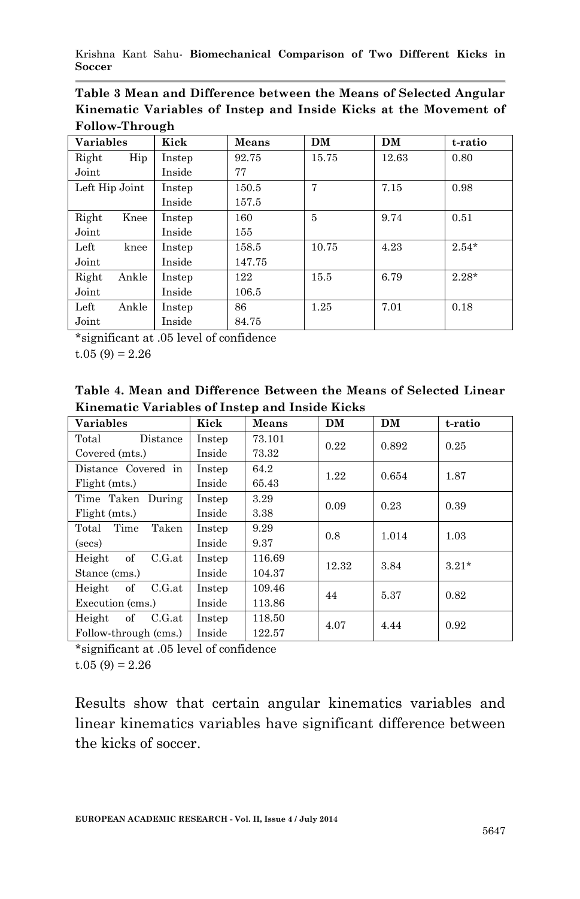**Table 3 Mean and Difference between the Means of Selected Angular Kinematic Variables of Instep and Inside Kicks at the Movement of Follow-Through**

| Variables | Kick | Means | DM | DM | t-ratio |
|---|---|---|---|---|---|
| Right Hip Joint | Instep<br>Inside | 92.75<br>77 | 15.75 | 12.63 | 0.80 |
| Left Hip Joint | Instep<br>Inside | 150.5<br>157.5 | 7 | 7.15 | 0.98 |
| Right Knee Joint | Instep<br>Inside | 160<br>155 | 5 | 9.74 | 0.51 |
| Left knee Joint | Instep<br>Inside | 158.5<br>147.75 | 10.75 | 4.23 | 2.54* |
| Right Ankle Joint | Instep<br>Inside | 122<br>106.5 | 15.5 | 6.79 | 2.28* |
| Left Ankle Joint | Instep<br>Inside | 86<br>84.75 | 1.25 | 7.01 | 0.18 |

*significant at .05 level of confidence

$t_{.05}(9) = 2.26$

**Table 4. Mean and Difference Between the Means of Selected Linear Kinematic Variables of Instep and Inside Kicks**

| Variables | Kick | Means | DM | DM | t-ratio |
|---|---|---|---|---|---|
| Total Distance Covered (mts.) | Instep<br>Inside | 73.101<br>73.32 | 0.22 | 0.892 | 0.25 |
| Distance Covered in Flight (mts.) | Instep<br>Inside | 64.2<br>65.43 | 1.22 | 0.654 | 1.87 |
| Time Taken During Flight (mts.) | Instep<br>Inside | 3.29<br>3.38 | 0.09 | 0.23 | 0.39 |
| Total Time Taken (secs) | Instep<br>Inside | 9.29<br>9.37 | 0.8 | 1.014 | 1.03 |
| Height of C.G.at Stance (cms.) | Instep<br>Inside | 116.69<br>104.37 | 12.32 | 3.84 | 3.21* |
| Height of C.G.at Execution (cms.) | Instep<br>Inside | 109.46<br>113.86 | 44 | 5.37 | 0.82 |
| Height of C.G.at Follow-through (cms.) | Instep<br>Inside | 118.50<br>122.57 | 4.07 | 4.44 | 0.92 |

*significant at .05 level of confidence

$t_{.05}(9) = 2.26$

Results show that certain angular kinematics variables and linear kinematics variables have significant difference between the kicks of soccer.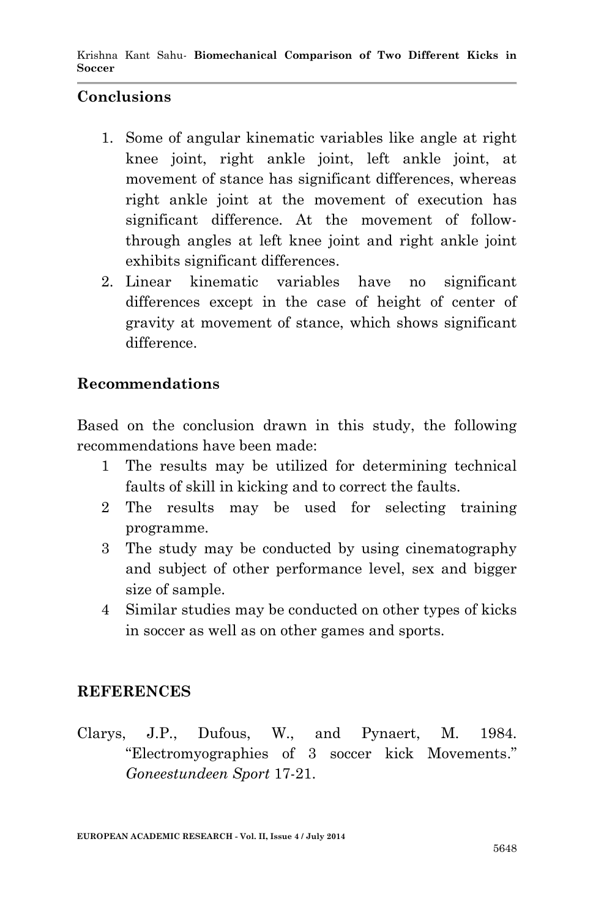## Conclusions

1. Some of angular kinematic variables like angle at right knee joint, right ankle joint, left ankle joint, at movement of stance has significant differences, whereas right ankle joint at the movement of execution has significant difference. At the movement of follow-through angles at left knee joint and right ankle joint exhibits significant differences.
2. Linear kinematic variables have no significant differences except in the case of height of center of gravity at movement of stance, which shows significant difference.

## Recommendations

Based on the conclusion drawn in this study, the following recommendations have been made:

1. The results may be utilized for determining technical faults of skill in kicking and to correct the faults.
2. The results may be used for selecting training programme.
3. The study may be conducted by using cinematography and subject of other performance level, sex and bigger size of sample.
4. Similar studies may be conducted on other types of kicks in soccer as well as on other games and sports.

## REFERENCES

Clarys, J.P., Dufous, W., and Pynaert, M. 1984. "Electromyographies of 3 soccer kick Movements." *Goneestundeen Sport* 17-21.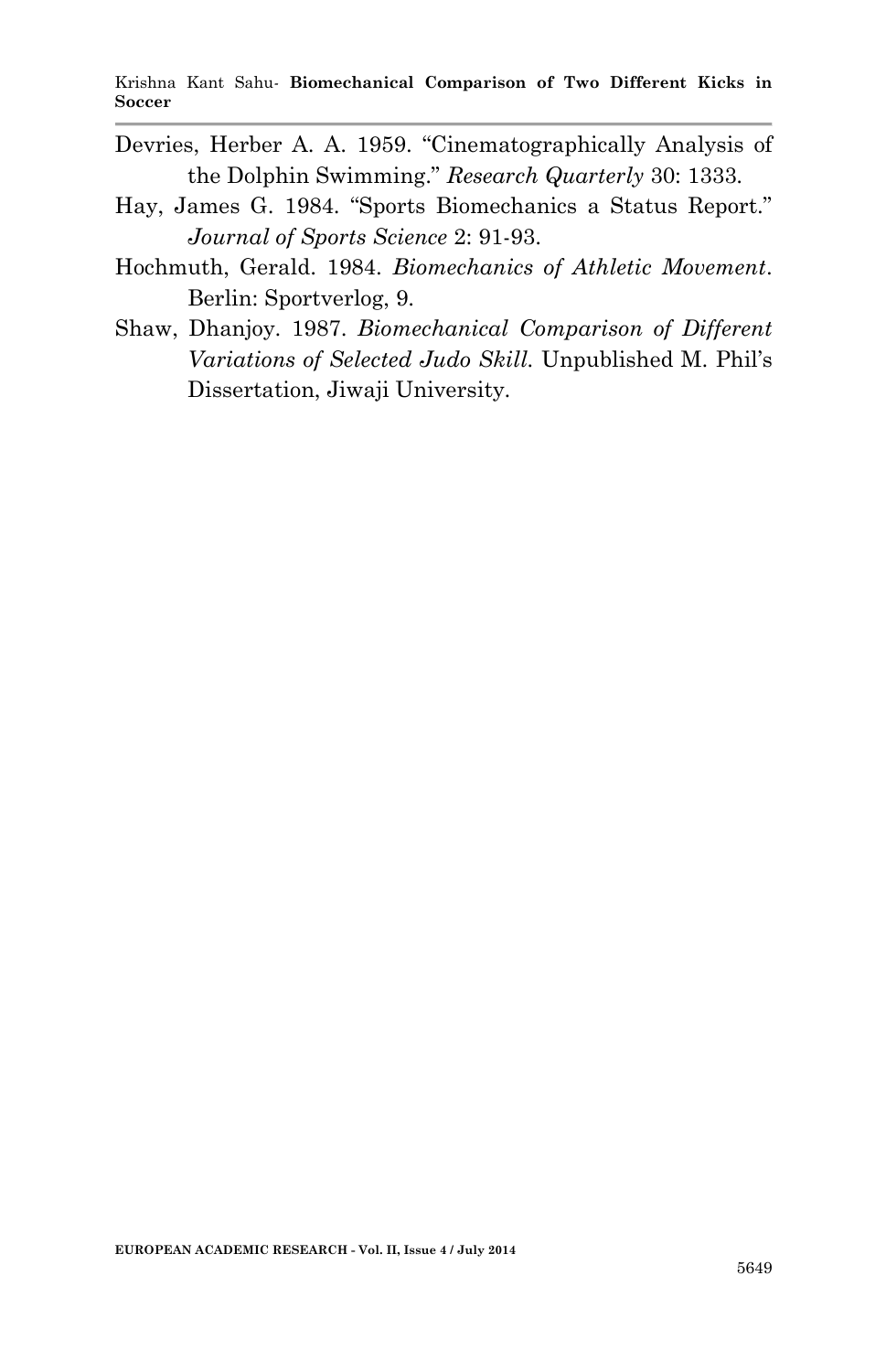Devries, Herber A. A. 1959. "Cinematographically Analysis of the Dolphin Swimming." *Research Quarterly* 30: 1333.

Hay, James G. 1984. "Sports Biomechanics a Status Report." *Journal of Sports Science* 2: 91-93.

Hochmuth, Gerald. 1984. *Biomechanics of Athletic Movement*. Berlin: Sportverlog, 9.

Shaw, Dhanjoy. 1987. *Biomechanical Comparison of Different Variations of Selected Judo Skill*. Unpublished M. Phil's Dissertation, Jiwaji University.